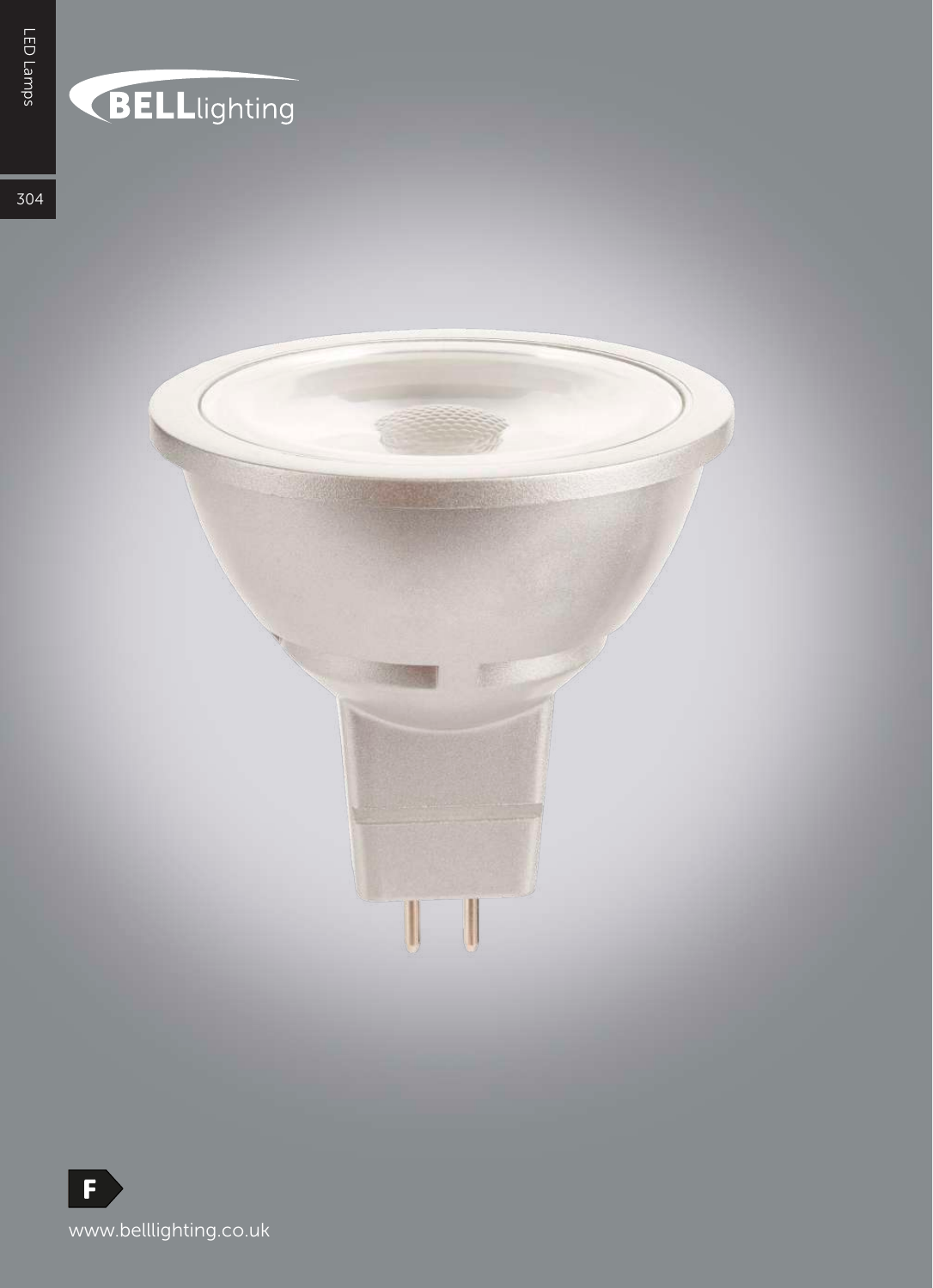BELLlighting

F

www.belllighting.co.uk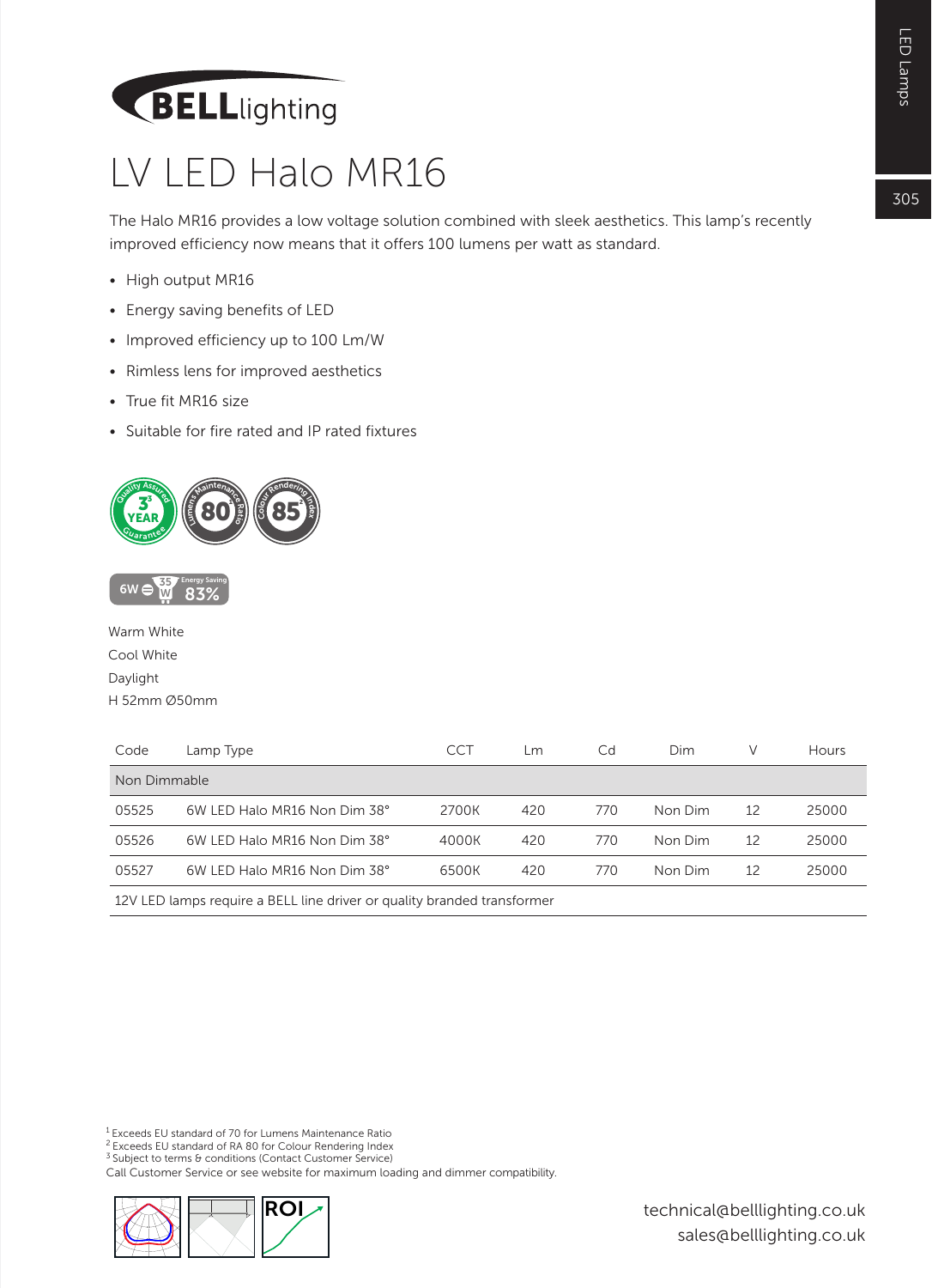# LV LED Halo MR16

The Halo MR16 provides a low voltage solution combined with sleek aesthetics. This lamp's recently improved efficiency now means that it offers 100 lumens per watt as standard.

- High output MR16
- Energy saving benefits of LED
- Improved efficiency up to 100 Lm/W
- Rimless lens for improved aesthetics
- True fit MR16 size
- Suitable for fire rated and IP rated fixtures

Quality Assured 3[3] YEAR Guarantee | Lumens Maintenance Ratio 80[1] | Colour Rendering Index 85[2]

6W 35W Energy Saving 83%

Warm White
Cool White
Daylight
H 52mm Ø50mm

| Code | Lamp Type | CCT | Lm | Cd | Dim | V | Hours |
|---|---|---|---|---|---|---|---|
| Non Dimmable | | | | | | | |
| 05525 | 6W LED Halo MR16 Non Dim 38° | 2700K | 420 | 770 | Non Dim | 12 | 25000 |
| 05526 | 6W LED Halo MR16 Non Dim 38° | 4000K | 420 | 770 | Non Dim | 12 | 25000 |
| 05527 | 6W LED Halo MR16 Non Dim 38° | 6500K | 420 | 770 | Non Dim | 12 | 25000 |
| 12V LED lamps require a BELL line driver or quality branded transformer | | | | | | | |

[1] Exceeds EU standard of 70 for Lumens Maintenance Ratio
[2] Exceeds EU standard of RA 80 for Colour Rendering Index
[3] Subject to terms & conditions (Contact Customer Service)
Call Customer Service or see website for maximum loading and dimmer compatibility.

ROI

technical@belllighting.co.uk
sales@belllighting.co.uk